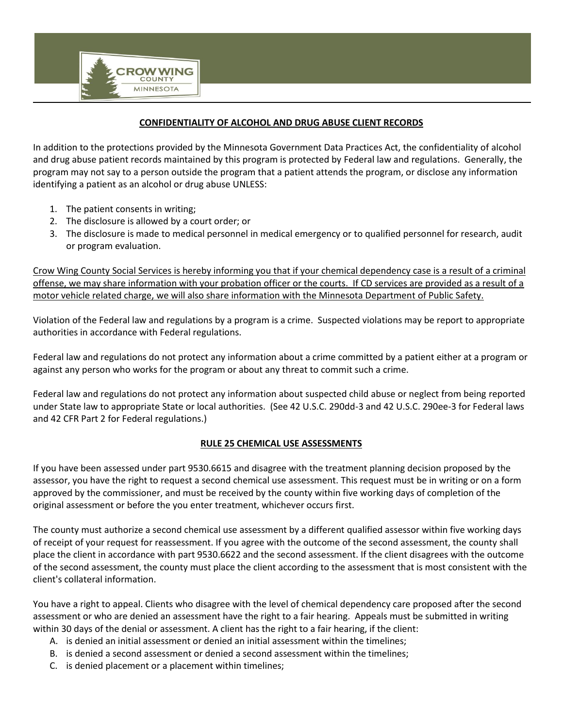## CONFIDENTIALITY OF ALCOHOL AND DRUG ABUSE CLIENT RECORDS

In addition to the protections provided by the Minnesota Government Data Practices Act, the confidentiality of alcohol and drug abuse patient records maintained by this program is protected by Federal law and regulations. Generally, the program may not say to a person outside the program that a patient attends the program, or disclose any information identifying a patient as an alcohol or drug abuse UNLESS:

1. The patient consents in writing;
2. The disclosure is allowed by a court order; or
3. The disclosure is made to medical personnel in medical emergency or to qualified personnel for research, audit or program evaluation.

<u>Crow Wing County Social Services is hereby informing you that if your chemical dependency case is a result of a criminal offense, we may share information with your probation officer or the courts. If CD services are provided as a result of a motor vehicle related charge, we will also share information with the Minnesota Department of Public Safety.</u>

Violation of the Federal law and regulations by a program is a crime. Suspected violations may be report to appropriate authorities in accordance with Federal regulations.

Federal law and regulations do not protect any information about a crime committed by a patient either at a program or against any person who works for the program or about any threat to commit such a crime.

Federal law and regulations do not protect any information about suspected child abuse or neglect from being reported under State law to appropriate State or local authorities. (See 42 U.S.C. 290dd-3 and 42 U.S.C. 290ee-3 for Federal laws and 42 CFR Part 2 for Federal regulations.)

## RULE 25 CHEMICAL USE ASSESSMENTS

If you have been assessed under part 9530.6615 and disagree with the treatment planning decision proposed by the assessor, you have the right to request a second chemical use assessment. This request must be in writing or on a form approved by the commissioner, and must be received by the county within five working days of completion of the original assessment or before the you enter treatment, whichever occurs first.

The county must authorize a second chemical use assessment by a different qualified assessor within five working days of receipt of your request for reassessment. If you agree with the outcome of the second assessment, the county shall place the client in accordance with part 9530.6622 and the second assessment. If the client disagrees with the outcome of the second assessment, the county must place the client according to the assessment that is most consistent with the client's collateral information.

You have a right to appeal. Clients who disagree with the level of chemical dependency care proposed after the second assessment or who are denied an assessment have the right to a fair hearing. Appeals must be submitted in writing within 30 days of the denial or assessment. A client has the right to a fair hearing, if the client:

A. is denied an initial assessment or denied an initial assessment within the timelines;
B. is denied a second assessment or denied a second assessment within the timelines;
C. is denied placement or a placement within timelines;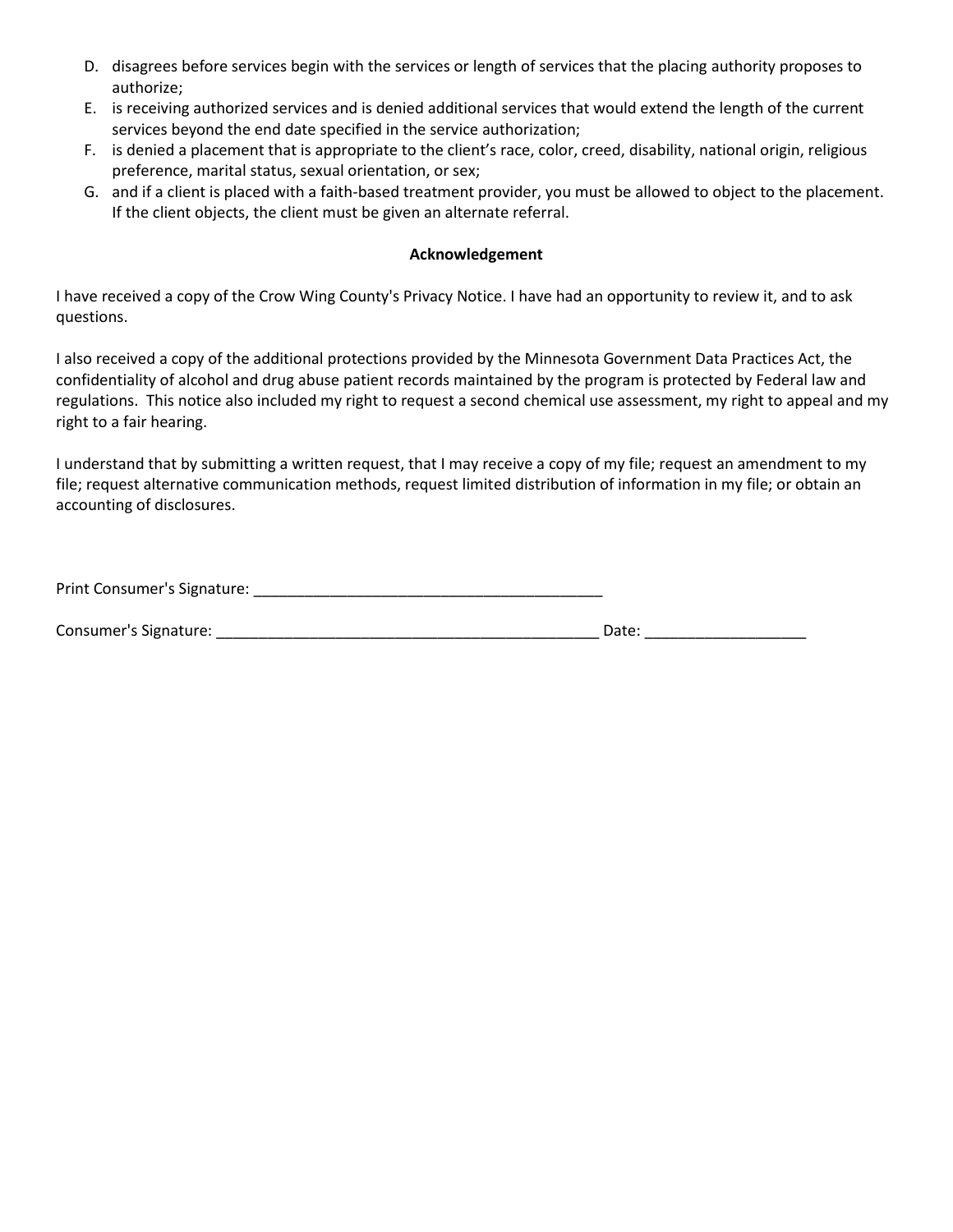D. disagrees before services begin with the services or length of services that the placing authority proposes to authorize;
E. is receiving authorized services and is denied additional services that would extend the length of the current services beyond the end date specified in the service authorization;
F. is denied a placement that is appropriate to the client's race, color, creed, disability, national origin, religious preference, marital status, sexual orientation, or sex;
G. and if a client is placed with a faith-based treatment provider, you must be allowed to object to the placement. If the client objects, the client must be given an alternate referral.

**Acknowledgement**

I have received a copy of the Crow Wing County's Privacy Notice. I have had an opportunity to review it, and to ask questions.

I also received a copy of the additional protections provided by the Minnesota Government Data Practices Act, the confidentiality of alcohol and drug abuse patient records maintained by the program is protected by Federal law and regulations. This notice also included my right to request a second chemical use assessment, my right to appeal and my right to a fair hearing.

I understand that by submitting a written request, that I may receive a copy of my file; request an amendment to my file; request alternative communication methods, request limited distribution of information in my file; or obtain an accounting of disclosures.

Print Consumer's Signature: ___________________________________________

Consumer's Signature: _______________________________________________ Date: ___________________